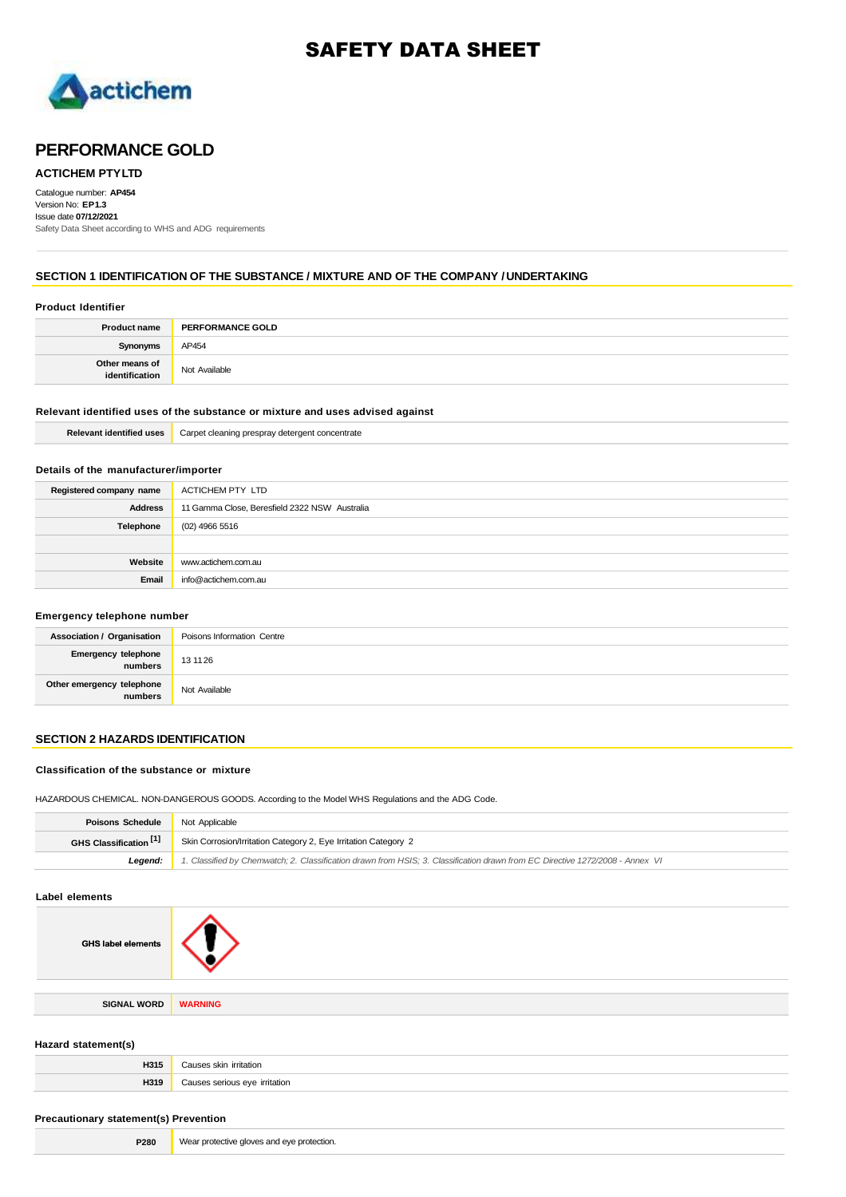# SAFETY DATA SHEET

# PERFORMANCE GOLD

### ACTICHEM PTY LTD

Catalogue number: **AP454**
Version No: **EP1.3**
Issue date **07/12/2021**
Safety Data Sheet according to WHS and ADG requirements

## SECTION 1 IDENTIFICATION OF THE SUBSTANCE / MIXTURE AND OF THE COMPANY / UNDERTAKING

### Product Identifier

| | |
|---|---|
| **Product name** | **PERFORMANCE GOLD** |
| **Synonyms** | AP454 |
| **Other means of identification** | Not Available |

### Relevant identified uses of the substance or mixture and uses advised against

| | |
|---|---|
| **Relevant identified uses** | Carpet cleaning prespray detergent concentrate |

### Details of the manufacturer/importer

| | |
|---|---|
| **Registered company name** | ACTICHEM PTY LTD |
| **Address** | 11 Gamma Close, Beresfield 2322 NSW Australia |
| **Telephone** | (02) 4966 5516 |
| | |
| **Website** | www.actichem.com.au |
| **Email** | info@actichem.com.au |

### Emergency telephone number

| | |
|---|---|
| **Association / Organisation** | Poisons Information Centre |
| **Emergency telephone numbers** | 13 11 26 |
| **Other emergency telephone numbers** | Not Available |

## SECTION 2 HAZARDS IDENTIFICATION

### Classification of the substance or mixture

HAZARDOUS CHEMICAL. NON-DANGEROUS GOODS. According to the Model WHS Regulations and the ADG Code.

| | |
|---|---|
| **Poisons Schedule** | Not Applicable |
| **GHS Classification [1]** | Skin Corrosion/Irritation Category 2, Eye Irritation Category 2 |
| ***Legend:*** | *1. Classified by Chemwatch; 2. Classification drawn from HSIS; 3. Classification drawn from EC Directive 1272/2008 - Annex VI* |

### Label elements

| | |
|---|---|
| **GHS label elements** | |
| **SIGNAL WORD** | **WARNING** |

### Hazard statement(s)

| | |
|---|---|
| **H315** | Causes skin irritation |
| **H319** | Causes serious eye irritation |

### Precautionary statement(s) Prevention

| | |
|---|---|
| **P280** | Wear protective gloves and eye protection. |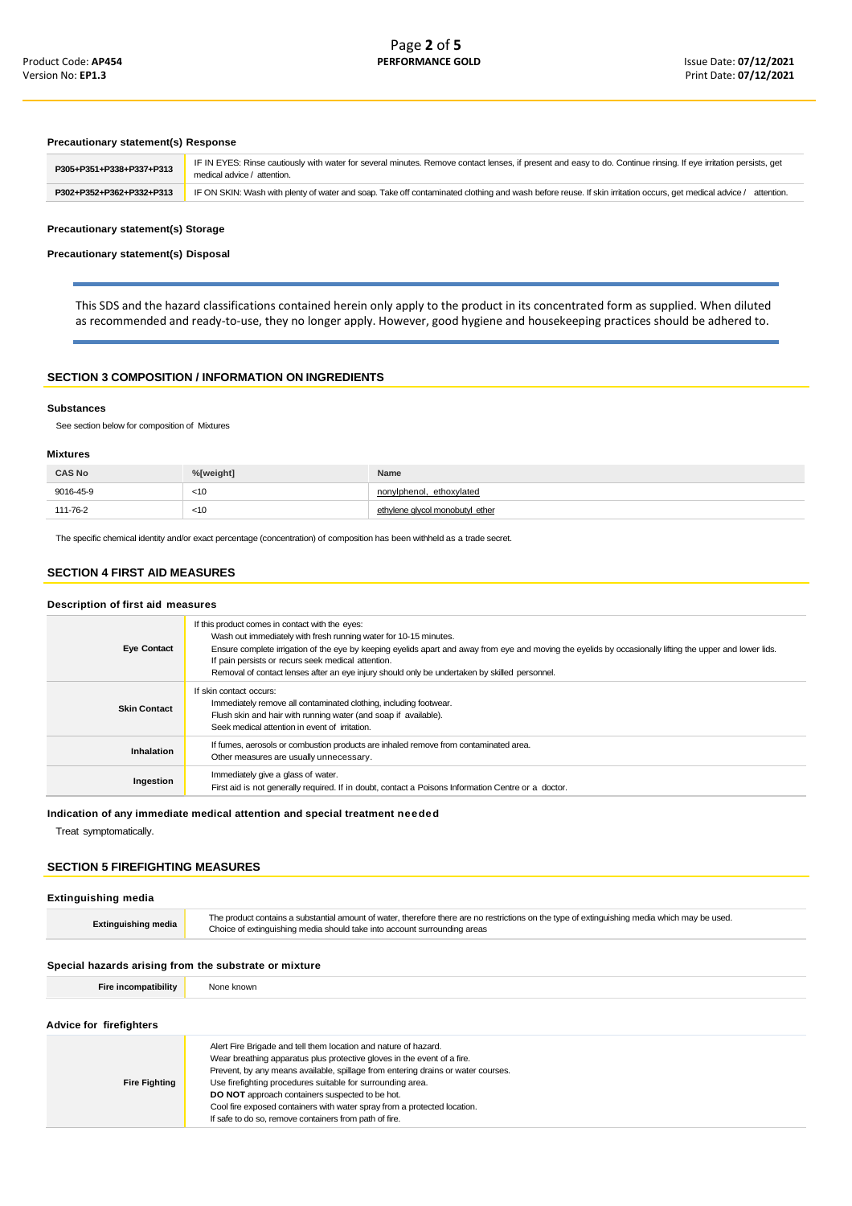### Precautionary statement(s) Response

| | |
|---|---|
| P305+P351+P338+P337+P313 | IF IN EYES: Rinse cautiously with water for several minutes. Remove contact lenses, if present and easy to do. Continue rinsing. If eye irritation persists, get medical advice / attention. |
| P302+P352+P362+P332+P313 | IF ON SKIN: Wash with plenty of water and soap. Take off contaminated clothing and wash before reuse. If skin irritation occurs, get medical advice / attention. |

### Precautionary statement(s) Storage

### Precautionary statement(s) Disposal

This SDS and the hazard classifications contained herein only apply to the product in its concentrated form as supplied. When diluted as recommended and ready-to-use, they no longer apply. However, good hygiene and housekeeping practices should be adhered to.

## SECTION 3 COMPOSITION / INFORMATION ON INGREDIENTS

### Substances

See section below for composition of Mixtures

### Mixtures

| CAS No | %[weight] | Name |
|---|---|---|
| 9016-45-9 | <10 | nonylphenol, ethoxylated |
| 111-76-2 | <10 | ethylene glycol monobutyl ether |

The specific chemical identity and/or exact percentage (concentration) of composition has been withheld as a trade secret.

## SECTION 4 FIRST AID MEASURES

### Description of first aid measures

| | |
|---|---|
| Eye Contact | If this product comes in contact with the eyes:<br>Wash out immediately with fresh running water for 10-15 minutes.<br>Ensure complete irrigation of the eye by keeping eyelids apart and away from eye and moving the eyelids by occasionally lifting the upper and lower lids.<br>If pain persists or recurs seek medical attention.<br>Removal of contact lenses after an eye injury should only be undertaken by skilled personnel. |
| Skin Contact | If skin contact occurs:<br>Immediately remove all contaminated clothing, including footwear.<br>Flush skin and hair with running water (and soap if available).<br>Seek medical attention in event of irritation. |
| Inhalation | If fumes, aerosols or combustion products are inhaled remove from contaminated area.<br>Other measures are usually unnecessary. |
| Ingestion | Immediately give a glass of water.<br>First aid is not generally required. If in doubt, contact a Poisons Information Centre or a doctor. |

### Indication of any immediate medical attention and special treatment needed

Treat symptomatically.

## SECTION 5 FIREFIGHTING MEASURES

### Extinguishing media

| | |
|---|---|
| Extinguishing media | The product contains a substantial amount of water, therefore there are no restrictions on the type of extinguishing media which may be used. Choice of extinguishing media should take into account surrounding areas |

### Special hazards arising from the substrate or mixture

| | |
|---|---|
| Fire incompatibility | None known |

### Advice for firefighters

| | |
|---|---|
| Fire Fighting | Alert Fire Brigade and tell them location and nature of hazard.<br>Wear breathing apparatus plus protective gloves in the event of a fire.<br>Prevent, by any means available, spillage from entering drains or water courses.<br>Use firefighting procedures suitable for surrounding area.<br>**DO NOT** approach containers suspected to be hot.<br>Cool fire exposed containers with water spray from a protected location.<br>If safe to do so, remove containers from path of fire. |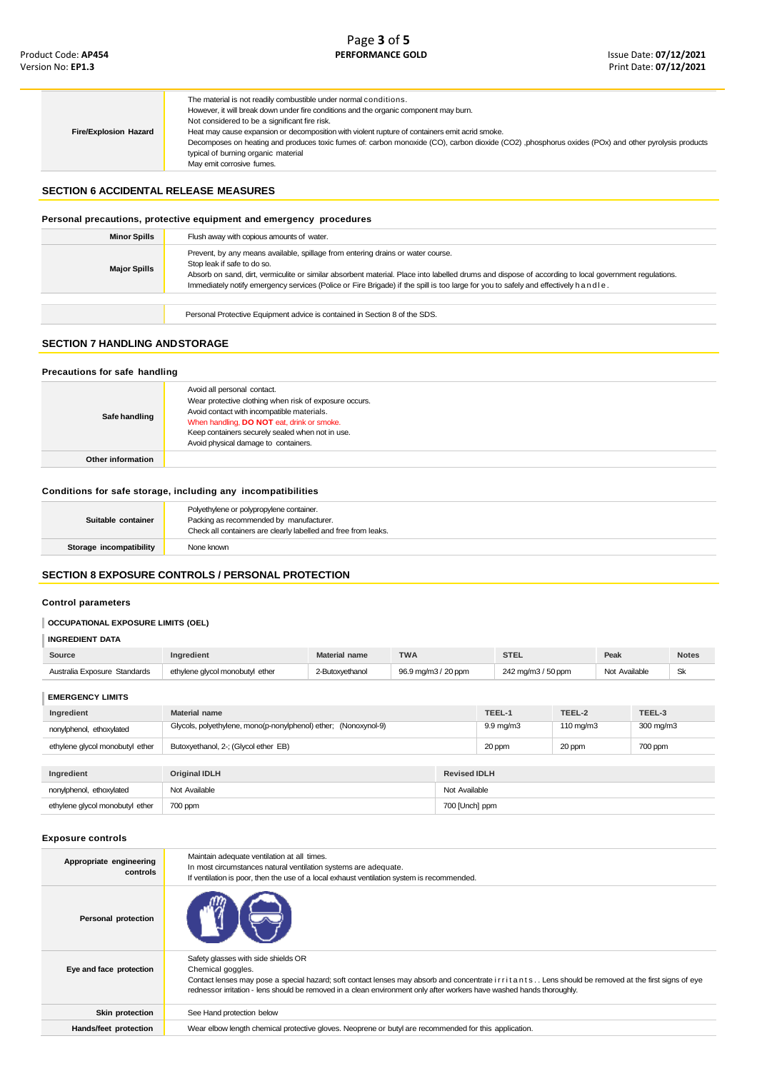| | |
|---|---|
| **Fire/Explosion Hazard** | The material is not readily combustible under normal conditions.<br>However, it will break down under fire conditions and the organic component may burn.<br>Not considered to be a significant fire risk.<br>Heat may cause expansion or decomposition with violent rupture of containers emit acrid smoke.<br>Decomposes on heating and produces toxic fumes of: carbon monoxide (CO), carbon dioxide ($CO_2$) ,phosphorus oxides (POx) and other pyrolysis products typical of burning organic material<br>May emit corrosive fumes. |

## SECTION 6 ACCIDENTAL RELEASE MEASURES

### Personal precautions, protective equipment and emergency procedures

| | |
|---|---|
| **Minor Spills** | Flush away with copious amounts of water. |
| **Major Spills** | Prevent, by any means available, spillage from entering drains or water course.<br>Stop leak if safe to do so.<br>Absorb on sand, dirt, vermiculite or similar absorbent material. Place into labelled drums and dispose of according to local government regulations.<br>Immediately notify emergency services (Police or Fire Brigade) if the spill is too large for you to safely and effectively h a n d l e . |
| | Personal Protective Equipment advice is contained in Section 8 of the SDS. |

## SECTION 7 HANDLING ANDSTORAGE

### Precautions for safe handling

| | |
|---|---|
| **Safe handling** | Avoid all personal contact.<br>Wear protective clothing when risk of exposure occurs.<br>Avoid contact with incompatible materials.<br>When handling, **DO NOT** eat, drink or smoke.<br>Keep containers securely sealed when not in use.<br>Avoid physical damage to containers. |
| **Other information** | |

### Conditions for safe storage, including any incompatibilities

| | |
|---|---|
| **Suitable container** | Polyethylene or polypropylene container.<br>Packing as recommended by manufacturer.<br>Check all containers are clearly labelled and free from leaks. |
| **Storage incompatibility** | None known |

## SECTION 8 EXPOSURE CONTROLS / PERSONAL PROTECTION

### Control parameters

**OCCUPATIONAL EXPOSURE LIMITS (OEL)**

**INGREDIENT DATA**

| Source | Ingredient | Material name | TWA | STEL | Peak | Notes |
|---|---|---|---|---|---|---|
| Australia Exposure Standards | ethylene glycol monobutyl ether | 2-Butoxyethanol | 96.9 mg/m3 / 20 ppm | 242 mg/m3 / 50 ppm | Not Available | Sk |

**EMERGENCY LIMITS**

| Ingredient | Material name | TEEL-1 | TEEL-2 | TEEL-3 |
|---|---|---|---|---|
| nonylphenol, ethoxylated | Glycols, polyethylene, mono(p-nonylphenol) ether; (Nonoxynol-9) | 9.9 mg/m3 | 110 mg/m3 | 300 mg/m3 |
| ethylene glycol monobutyl ether | Butoxyethanol, 2-; (Glycol ether EB) | 20 ppm | 20 ppm | 700 ppm |

| Ingredient | Original IDLH | Revised IDLH |
|---|---|---|
| nonylphenol, ethoxylated | Not Available | Not Available |
| ethylene glycol monobutyl ether | 700 ppm | 700 [Unch] ppm |

### Exposure controls

| | |
|---|---|
| **Appropriate engineering controls** | Maintain adequate ventilation at all times.<br>In most circumstances natural ventilation systems are adequate.<br>If ventilation is poor, then the use of a local exhaust ventilation system is recommended. |
| **Personal protection** | |
| **Eye and face protection** | Safety glasses with side shields OR<br>Chemical goggles.<br>Contact lenses may pose a special hazard; soft contact lenses may absorb and concentrate i r r i t a n t s . . Lens should be removed at the first signs of eye redness or irritation - lens should be removed in a clean environment only after workers have washed hands thoroughly. |
| **Skin protection** | See Hand protection below |
| **Hands/feet protection** | Wear elbow length chemical protective gloves. Neoprene or butyl are recommended for this application. |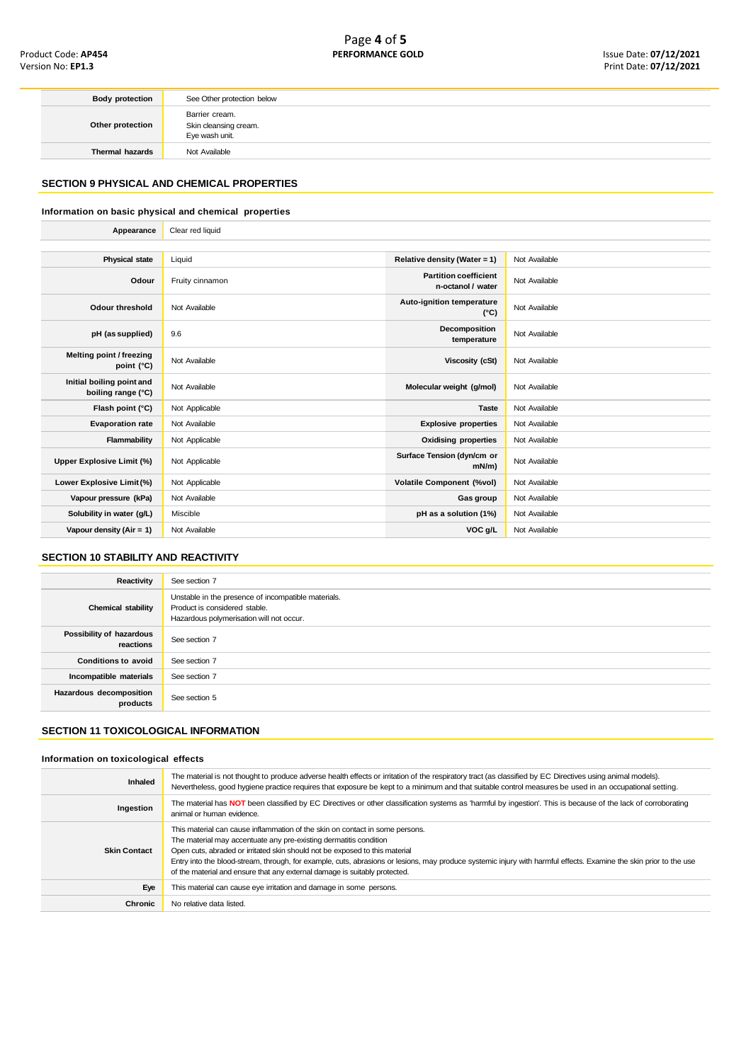| | |
|---|---|
| **Body protection** | See Other protection below |
| **Other protection** | Barrier cream.<br>Skin cleansing cream.<br>Eye wash unit. |
| **Thermal hazards** | Not Available |

## SECTION 9 PHYSICAL AND CHEMICAL PROPERTIES

### Information on basic physical and chemical properties

| | |
|---|---|
| **Appearance** | Clear red liquid |

| | | | |
|---|---|---|---|
| **Physical state** | Liquid | **Relative density (Water = 1)** | Not Available |
| **Odour** | Fruity cinnamon | **Partition coefficient n-octanol / water** | Not Available |
| **Odour threshold** | Not Available | **Auto-ignition temperature (°C)** | Not Available |
| **pH (as supplied)** | 9.6 | **Decomposition temperature** | Not Available |
| **Melting point / freezing point (°C)** | Not Available | **Viscosity (cSt)** | Not Available |
| **Initial boiling point and boiling range (°C)** | Not Available | **Molecular weight (g/mol)** | Not Available |
| **Flash point (°C)** | Not Applicable | **Taste** | Not Available |
| **Evaporation rate** | Not Available | **Explosive properties** | Not Available |
| **Flammability** | Not Applicable | **Oxidising properties** | Not Available |
| **Upper Explosive Limit (%)** | Not Applicable | **Surface Tension (dyn/cm or mN/m)** | Not Available |
| **Lower Explosive Limit (%)** | Not Applicable | **Volatile Component (%vol)** | Not Available |
| **Vapour pressure (kPa)** | Not Available | **Gas group** | Not Available |
| **Solubility in water (g/L)** | Miscible | **pH as a solution (1%)** | Not Available |
| **Vapour density (Air = 1)** | Not Available | **VOC g/L** | Not Available |

## SECTION 10 STABILITY AND REACTIVITY

| | |
|---|---|
| **Reactivity** | See section 7 |
| **Chemical stability** | Unstable in the presence of incompatible materials.<br>Product is considered stable.<br>Hazardous polymerisation will not occur. |
| **Possibility of hazardous reactions** | See section 7 |
| **Conditions to avoid** | See section 7 |
| **Incompatible materials** | See section 7 |
| **Hazardous decomposition products** | See section 5 |

## SECTION 11 TOXICOLOGICAL INFORMATION

### Information on toxicological effects

| | |
|---|---|
| **Inhaled** | The material is not thought to produce adverse health effects or irritation of the respiratory tract (as classified by EC Directives using animal models).<br>Nevertheless, good hygiene practice requires that exposure be kept to a minimum and that suitable control measures be used in an occupational setting. |
| **Ingestion** | The material has **NOT** been classified by EC Directives or other classification systems as 'harmful by ingestion'. This is because of the lack of corroborating animal or human evidence. |
| **Skin Contact** | This material can cause inflammation of the skin on contact in some persons.<br>The material may accentuate any pre-existing dermatitis condition<br>Open cuts, abraded or irritated skin should not be exposed to this material<br>Entry into the blood-stream, through, for example, cuts, abrasions or lesions, may produce systemic injury with harmful effects. Examine the skin prior to the use of the material and ensure that any external damage is suitably protected. |
| **Eye** | This material can cause eye irritation and damage in some persons. |
| **Chronic** | No relative data listed. |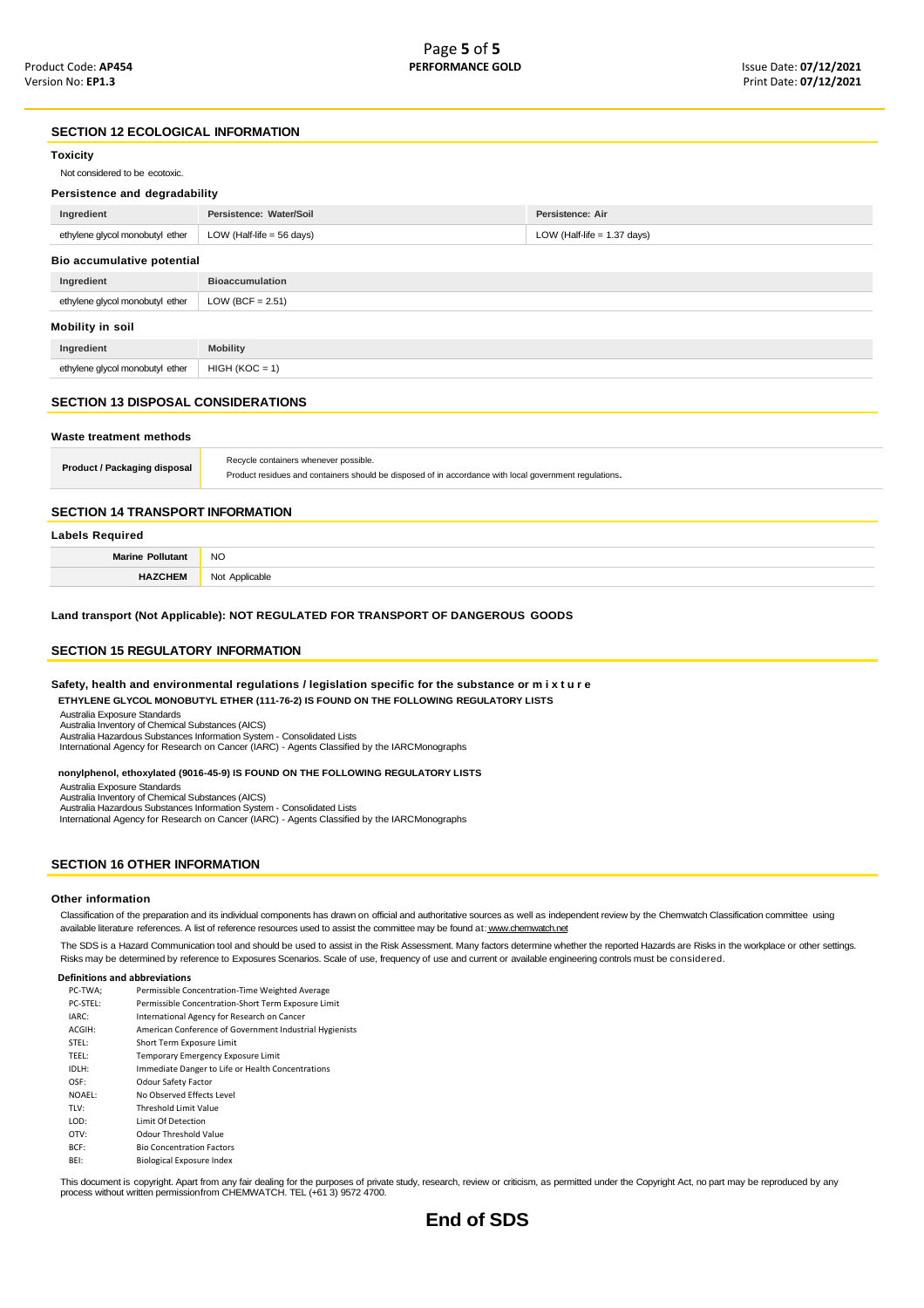## SECTION 12 ECOLOGICAL INFORMATION

### Toxicity

Not considered to be ecotoxic.

### Persistence and degradability

| Ingredient | Persistence: Water/Soil | Persistence: Air |
|---|---|---|
| ethylene glycol monobutyl ether | LOW (Half-life = 56 days) | LOW (Half-life = 1.37 days) |

### Bio accumulative potential

| Ingredient | Bioaccumulation |
|---|---|
| ethylene glycol monobutyl ether | LOW (BCF = 2.51) |

### Mobility in soil

| Ingredient | Mobility |
|---|---|
| ethylene glycol monobutyl ether | HIGH (KOC = 1) |

## SECTION 13 DISPOSAL CONSIDERATIONS

### Waste treatment methods

| | |
|---|---|
| **Product / Packaging disposal** | Recycle containers whenever possible.<br>Product residues and containers should be disposed of in accordance with local government regulations. |

## SECTION 14 TRANSPORT INFORMATION

### Labels Required

| | |
|---|---|
| **Marine Pollutant** | NO |
| **HAZCHEM** | Not Applicable |

**Land transport (Not Applicable): NOT REGULATED FOR TRANSPORT OF DANGEROUS GOODS**

## SECTION 15 REGULATORY INFORMATION

### Safety, health and environmental regulations / legislation specific for the substance or m i x t u r e

**ETHYLENE GLYCOL MONOBUTYL ETHER (111-76-2) IS FOUND ON THE FOLLOWING REGULATORY LISTS**

Australia Exposure Standards
Australia Inventory of Chemical Substances (AICS)
Australia Hazardous Substances Information System - Consolidated Lists
International Agency for Research on Cancer (IARC) - Agents Classified by the IARCMonographs

**nonylphenol, ethoxylated (9016-45-9) IS FOUND ON THE FOLLOWING REGULATORY LISTS**

Australia Exposure Standards
Australia Inventory of Chemical Substances (AICS)
Australia Hazardous Substances Information System - Consolidated Lists
International Agency for Research on Cancer (IARC) - Agents Classified by the IARCMonographs

## SECTION 16 OTHER INFORMATION

### Other information

Classification of the preparation and its individual components has drawn on official and authoritative sources as well as independent review by the Chemwatch Classification committee using available literature references. A list of reference resources used to assist the committee may be found at: www.chemwatch.net

The SDS is a Hazard Communication tool and should be used to assist in the Risk Assessment. Many factors determine whether the reported Hazards are Risks in the workplace or other settings. Risks may be determined by reference to Exposures Scenarios. Scale of use, frequency of use and current or available engineering controls must be considered.

**Definitions and abbreviations**

| | |
|---|---|
| PC-TWA; | Permissible Concentration-Time Weighted Average |
| PC-STEL: | Permissible Concentration-Short Term Exposure Limit |
| IARC: | International Agency for Research on Cancer |
| ACGIH: | American Conference of Government Industrial Hygienists |
| STEL: | Short Term Exposure Limit |
| TEEL: | Temporary Emergency Exposure Limit |
| IDLH: | Immediate Danger to Life or Health Concentrations |
| OSF: | Odour Safety Factor |
| NOAEL: | No Observed Effects Level |
| TLV: | Threshold Limit Value |
| LOD: | Limit Of Detection |
| OTV: | Odour Threshold Value |
| BCF: | Bio Concentration Factors |
| BEI: | Biological Exposure Index |

This document is copyright. Apart from any fair dealing for the purposes of private study, research, review or criticism, as permitted under the Copyright Act, no part may be reproduced by any process without written permissionfrom CHEMWATCH. TEL (+61 3) 9572 4700.

# End of SDS